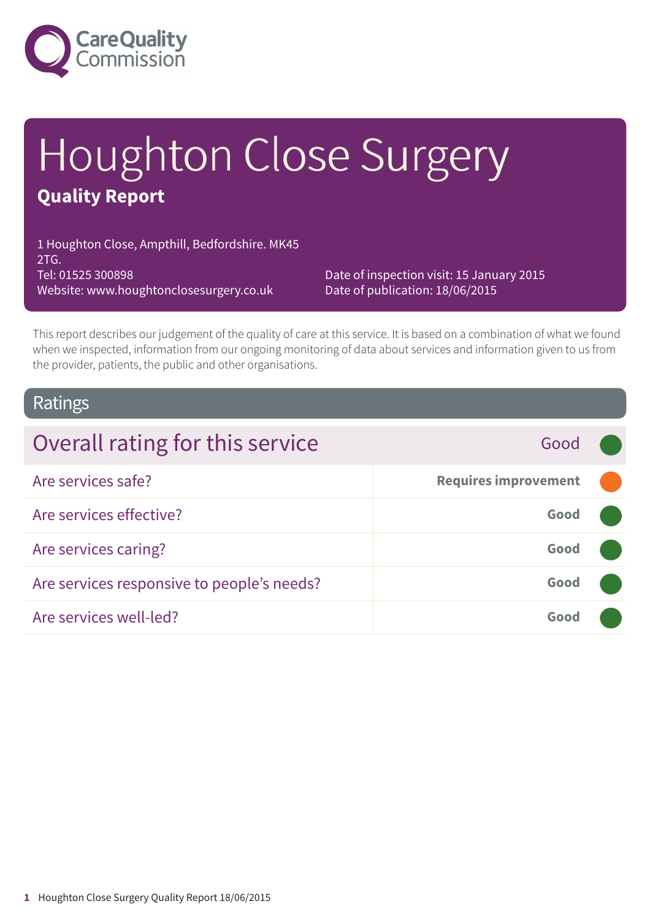Care Quality Commission

# Houghton Close Surgery

## Quality Report

1 Houghton Close, Ampthill, Bedfordshire. MK45 2TG.
Tel: 01525 300898
Website: www.houghtonclosesurgery.co.uk

Date of inspection visit: 15 January 2015
Date of publication: 18/06/2015

This report describes our judgement of the quality of care at this service. It is based on a combination of what we found when we inspected, information from our ongoing monitoring of data about services and information given to us from the provider, patients, the public and other organisations.

## Ratings

| Overall rating for this service | Good |
| --- | --- |
| Are services safe? | **Requires improvement** |
| Are services effective? | **Good** |
| Are services caring? | **Good** |
| Are services responsive to people's needs? | **Good** |
| Are services well-led? | **Good** |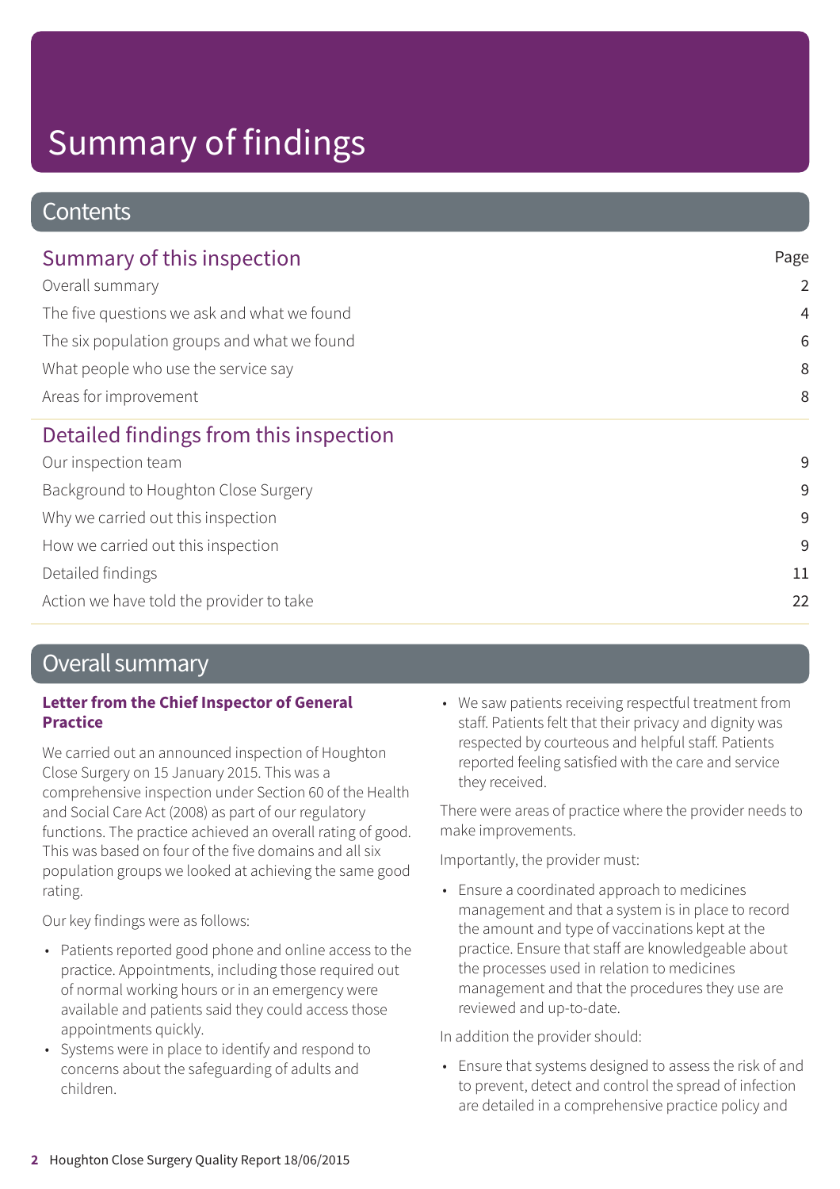# Summary of findings

## Contents

### Summary of this inspection

| | Page |
|---|---|
| Overall summary | 2 |
| The five questions we ask and what we found | 4 |
| The six population groups and what we found | 6 |
| What people who use the service say | 8 |
| Areas for improvement | 8 |

### Detailed findings from this inspection

| | |
|---|---|
| Our inspection team | 9 |
| Background to Houghton Close Surgery | 9 |
| Why we carried out this inspection | 9 |
| How we carried out this inspection | 9 |
| Detailed findings | 11 |
| Action we have told the provider to take | 22 |

## Overall summary

**Letter from the Chief Inspector of General Practice**

We carried out an announced inspection of Houghton Close Surgery on 15 January 2015. This was a comprehensive inspection under Section 60 of the Health and Social Care Act (2008) as part of our regulatory functions. The practice achieved an overall rating of good. This was based on four of the five domains and all six population groups we looked at achieving the same good rating.

Our key findings were as follows:

- Patients reported good phone and online access to the practice. Appointments, including those required out of normal working hours or in an emergency were available and patients said they could access those appointments quickly.
- Systems were in place to identify and respond to concerns about the safeguarding of adults and children.
- We saw patients receiving respectful treatment from staff. Patients felt that their privacy and dignity was respected by courteous and helpful staff. Patients reported feeling satisfied with the care and service they received.

There were areas of practice where the provider needs to make improvements.

Importantly, the provider must:

- Ensure a coordinated approach to medicines management and that a system is in place to record the amount and type of vaccinations kept at the practice. Ensure that staff are knowledgeable about the processes used in relation to medicines management and that the procedures they use are reviewed and up-to-date.

In addition the provider should:

- Ensure that systems designed to assess the risk of and to prevent, detect and control the spread of infection are detailed in a comprehensive practice policy and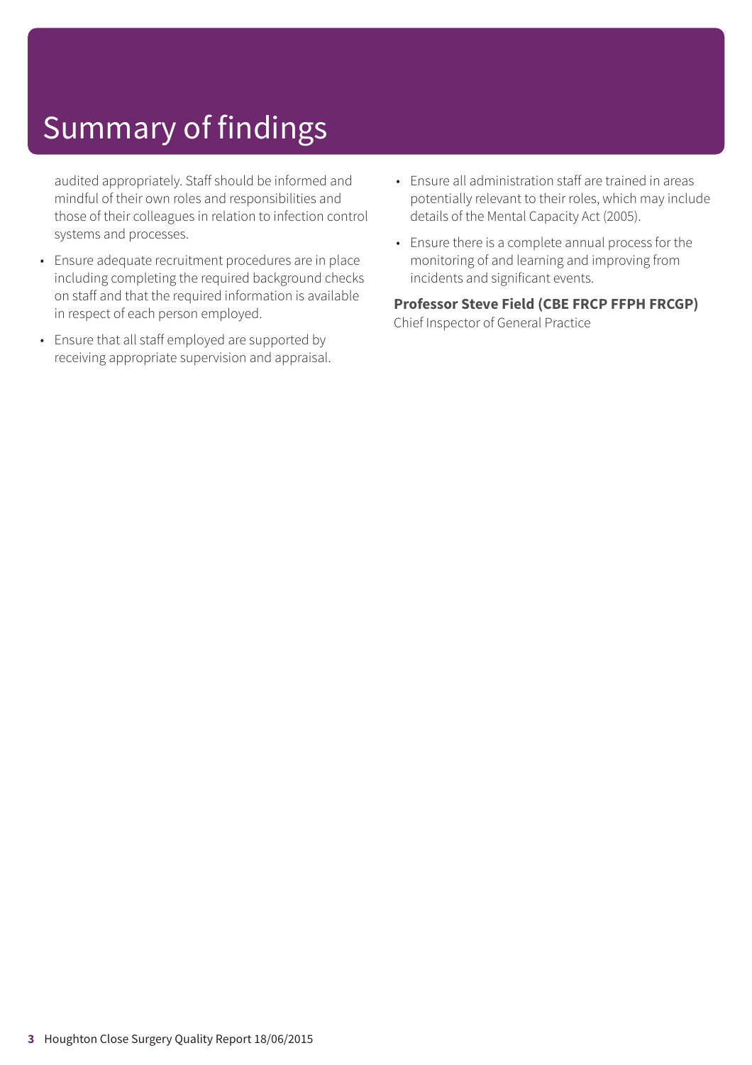# Summary of findings

audited appropriately. Staff should be informed and mindful of their own roles and responsibilities and those of their colleagues in relation to infection control systems and processes.

- Ensure adequate recruitment procedures are in place including completing the required background checks on staff and that the required information is available in respect of each person employed.
- Ensure that all staff employed are supported by receiving appropriate supervision and appraisal.
- Ensure all administration staff are trained in areas potentially relevant to their roles, which may include details of the Mental Capacity Act (2005).
- Ensure there is a complete annual process for the monitoring of and learning and improving from incidents and significant events.

**Professor Steve Field (CBE FRCP FFPH FRCGP)**
Chief Inspector of General Practice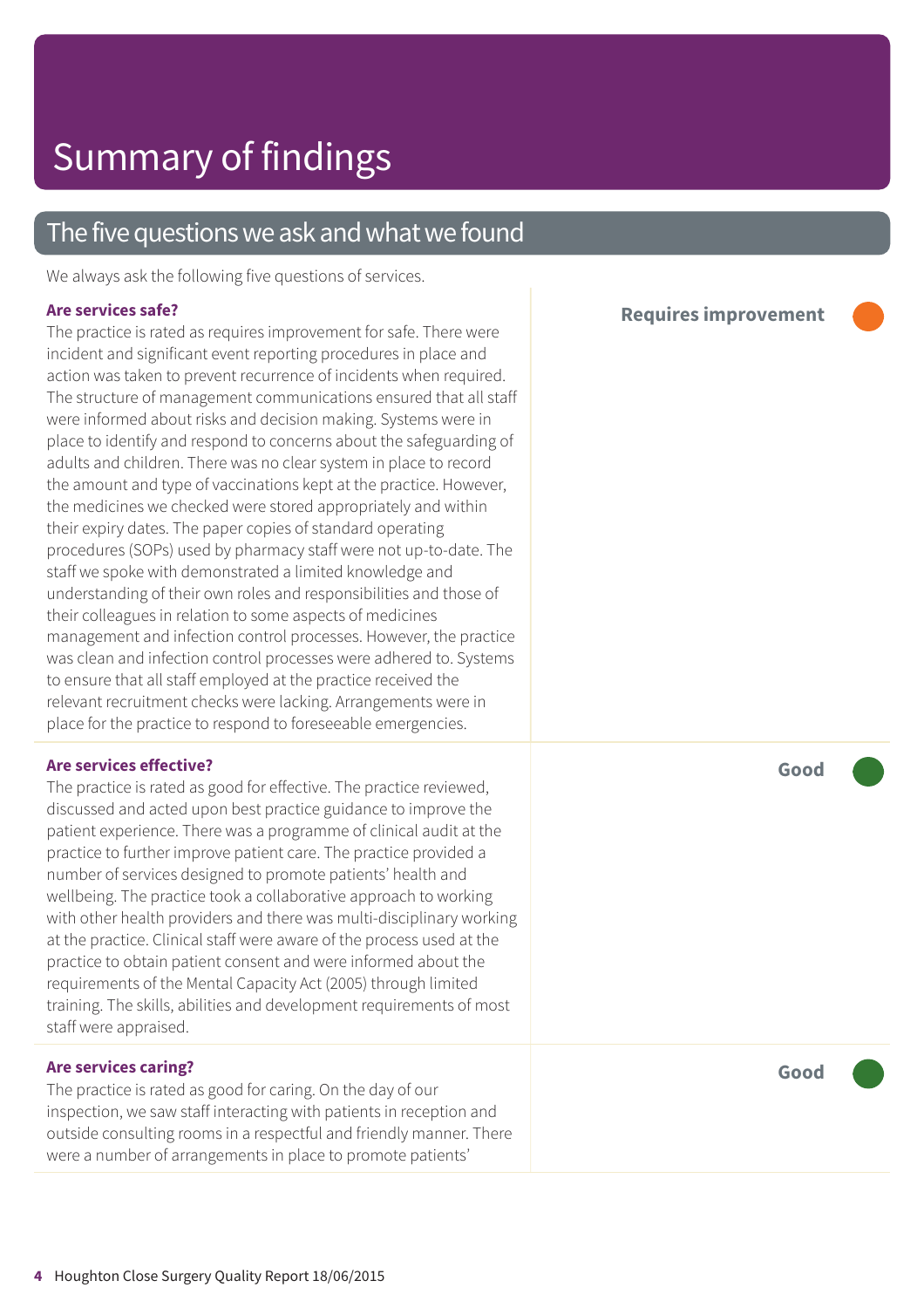# Summary of findings

## The five questions we ask and what we found

We always ask the following five questions of services.

### Are services safe?

**Requires improvement**

The practice is rated as requires improvement for safe. There were incident and significant event reporting procedures in place and action was taken to prevent recurrence of incidents when required. The structure of management communications ensured that all staff were informed about risks and decision making. Systems were in place to identify and respond to concerns about the safeguarding of adults and children. There was no clear system in place to record the amount and type of vaccinations kept at the practice. However, the medicines we checked were stored appropriately and within their expiry dates. The paper copies of standard operating procedures (SOPs) used by pharmacy staff were not up-to-date. The staff we spoke with demonstrated a limited knowledge and understanding of their own roles and responsibilities and those of their colleagues in relation to some aspects of medicines management and infection control processes. However, the practice was clean and infection control processes were adhered to. Systems to ensure that all staff employed at the practice received the relevant recruitment checks were lacking. Arrangements were in place for the practice to respond to foreseeable emergencies.

### Are services effective?

**Good**

The practice is rated as good for effective. The practice reviewed, discussed and acted upon best practice guidance to improve the patient experience. There was a programme of clinical audit at the practice to further improve patient care. The practice provided a number of services designed to promote patients' health and wellbeing. The practice took a collaborative approach to working with other health providers and there was multi-disciplinary working at the practice. Clinical staff were aware of the process used at the practice to obtain patient consent and were informed about the requirements of the Mental Capacity Act (2005) through limited training. The skills, abilities and development requirements of most staff were appraised.

### Are services caring?

**Good**

The practice is rated as good for caring. On the day of our inspection, we saw staff interacting with patients in reception and outside consulting rooms in a respectful and friendly manner. There were a number of arrangements in place to promote patients'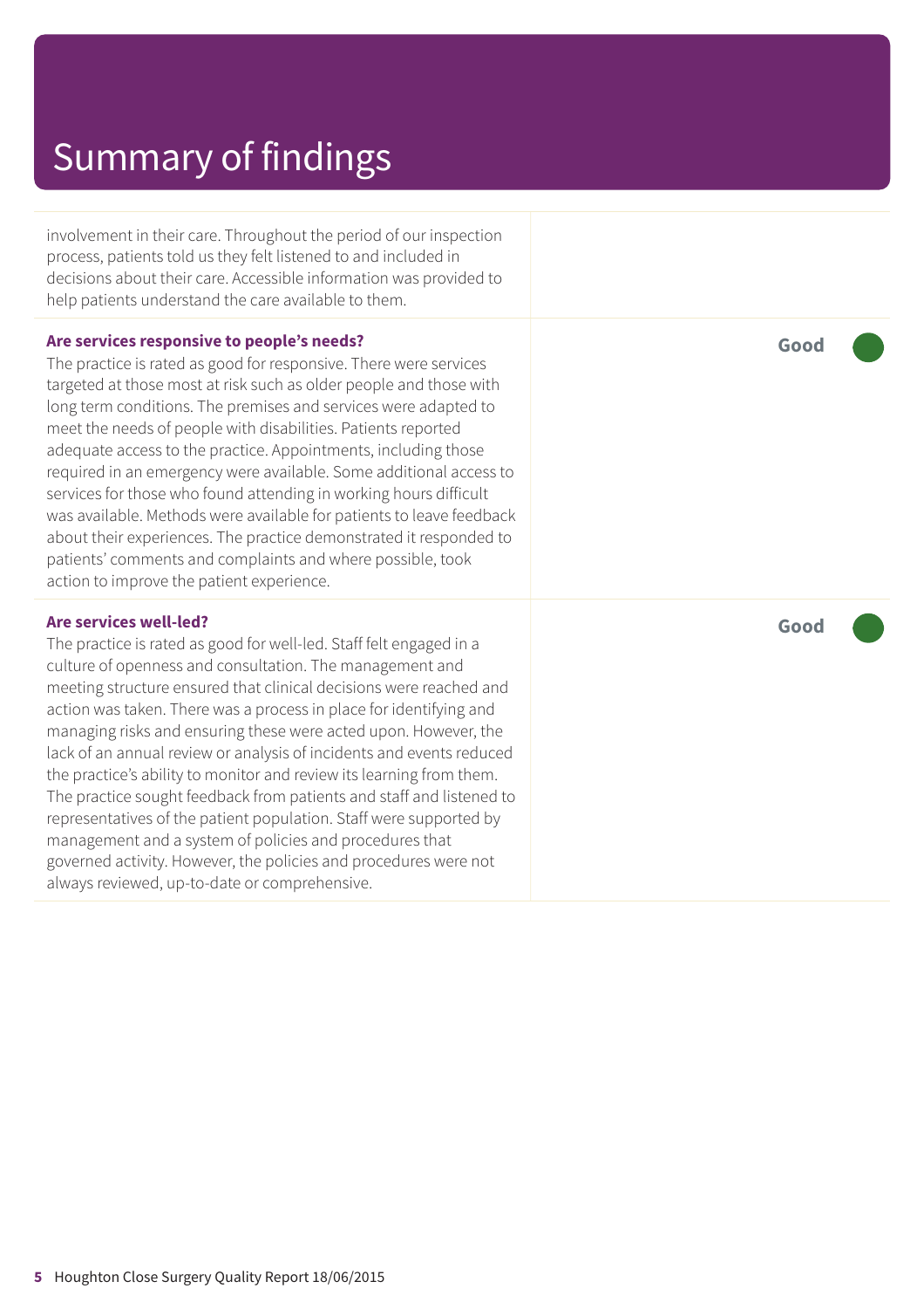# Summary of findings

involvement in their care. Throughout the period of our inspection process, patients told us they felt listened to and included in decisions about their care. Accessible information was provided to help patients understand the care available to them.

**Are services responsive to people's needs?** — **Good**

The practice is rated as good for responsive. There were services targeted at those most at risk such as older people and those with long term conditions. The premises and services were adapted to meet the needs of people with disabilities. Patients reported adequate access to the practice. Appointments, including those required in an emergency were available. Some additional access to services for those who found attending in working hours difficult was available. Methods were available for patients to leave feedback about their experiences. The practice demonstrated it responded to patients' comments and complaints and where possible, took action to improve the patient experience.

**Are services well-led?** — **Good**

The practice is rated as good for well-led. Staff felt engaged in a culture of openness and consultation. The management and meeting structure ensured that clinical decisions were reached and action was taken. There was a process in place for identifying and managing risks and ensuring these were acted upon. However, the lack of an annual review or analysis of incidents and events reduced the practice's ability to monitor and review its learning from them. The practice sought feedback from patients and staff and listened to representatives of the patient population. Staff were supported by management and a system of policies and procedures that governed activity. However, the policies and procedures were not always reviewed, up-to-date or comprehensive.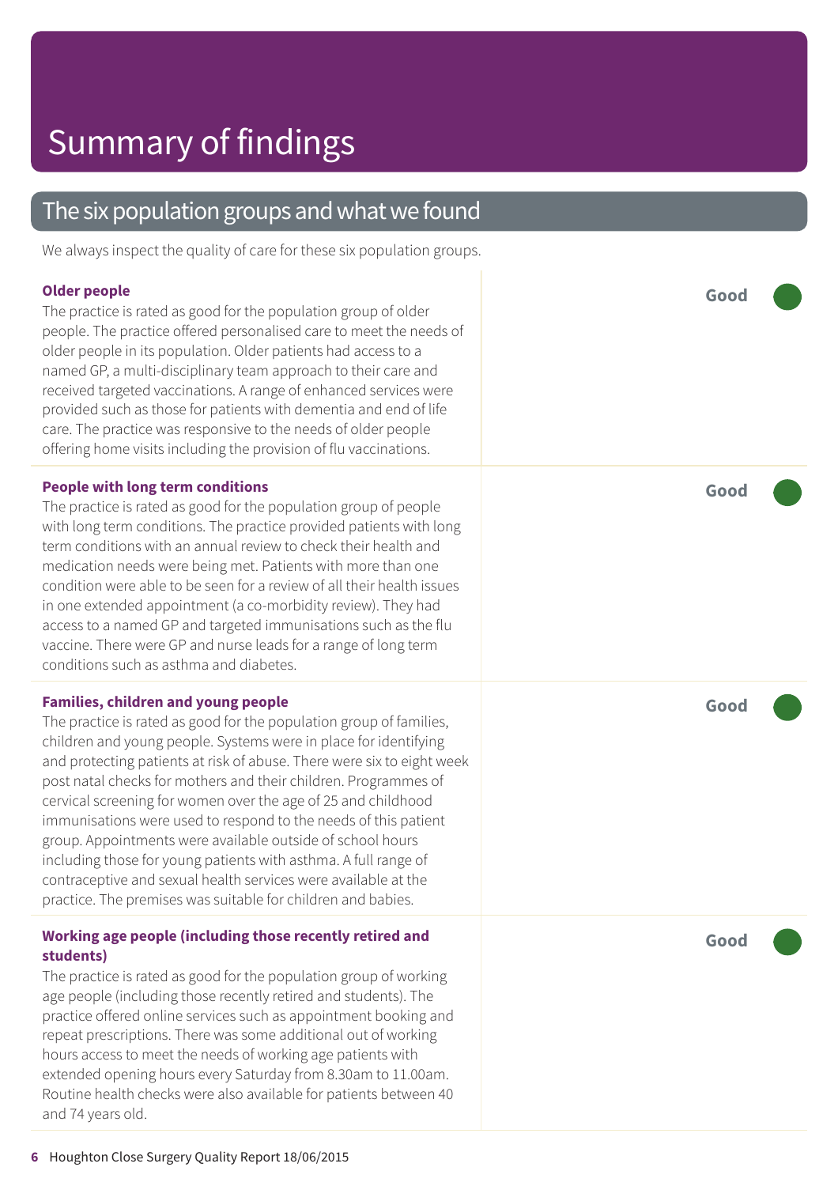# Summary of findings

## The six population groups and what we found

We always inspect the quality of care for these six population groups.

### Older people

**Good**

The practice is rated as good for the population group of older people. The practice offered personalised care to meet the needs of older people in its population. Older patients had access to a named GP, a multi-disciplinary team approach to their care and received targeted vaccinations. A range of enhanced services were provided such as those for patients with dementia and end of life care. The practice was responsive to the needs of older people offering home visits including the provision of flu vaccinations.

### People with long term conditions

**Good**

The practice is rated as good for the population group of people with long term conditions. The practice provided patients with long term conditions with an annual review to check their health and medication needs were being met. Patients with more than one condition were able to be seen for a review of all their health issues in one extended appointment (a co-morbidity review). They had access to a named GP and targeted immunisations such as the flu vaccine. There were GP and nurse leads for a range of long term conditions such as asthma and diabetes.

### Families, children and young people

**Good**

The practice is rated as good for the population group of families, children and young people. Systems were in place for identifying and protecting patients at risk of abuse. There were six to eight week post natal checks for mothers and their children. Programmes of cervical screening for women over the age of 25 and childhood immunisations were used to respond to the needs of this patient group. Appointments were available outside of school hours including those for young patients with asthma. A full range of contraceptive and sexual health services were available at the practice. The premises was suitable for children and babies.

### Working age people (including those recently retired and students)

**Good**

The practice is rated as good for the population group of working age people (including those recently retired and students). The practice offered online services such as appointment booking and repeat prescriptions. There was some additional out of working hours access to meet the needs of working age patients with extended opening hours every Saturday from 8.30am to 11.00am. Routine health checks were also available for patients between 40 and 74 years old.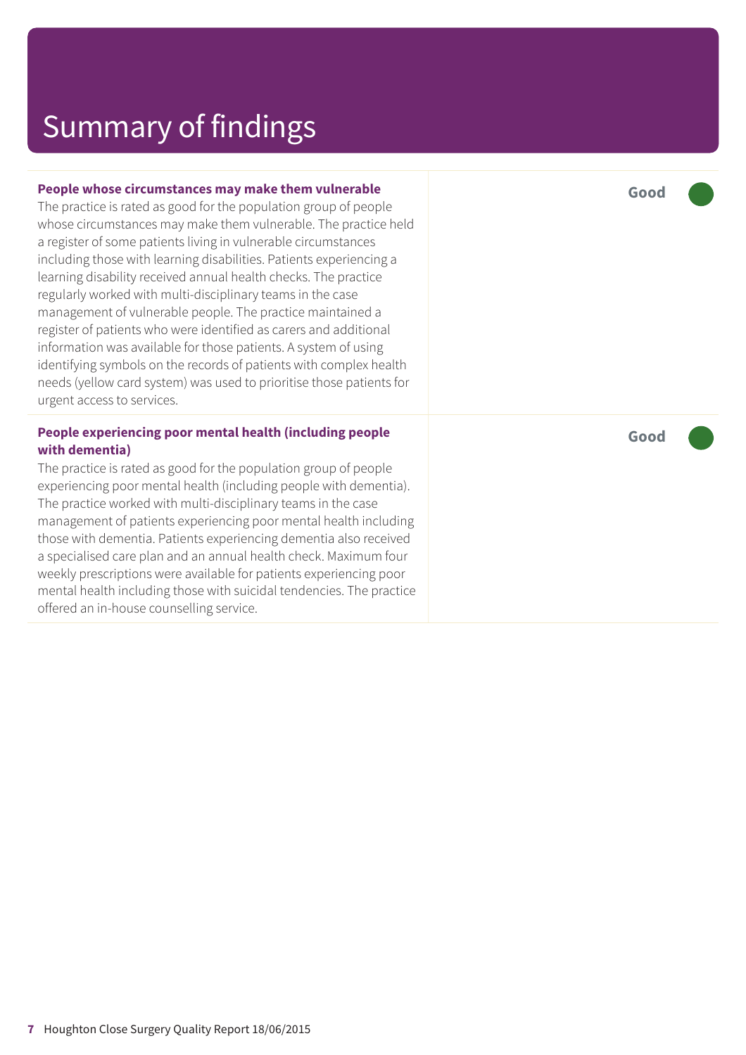# Summary of findings

| | |
|---|---|
| **People whose circumstances may make them vulnerable**<br>The practice is rated as good for the population group of people whose circumstances may make them vulnerable. The practice held a register of some patients living in vulnerable circumstances including those with learning disabilities. Patients experiencing a learning disability received annual health checks. The practice regularly worked with multi-disciplinary teams in the case management of vulnerable people. The practice maintained a register of patients who were identified as carers and additional information was available for those patients. A system of using identifying symbols on the records of patients with complex health needs (yellow card system) was used to prioritise those patients for urgent access to services. | **Good** |
| **People experiencing poor mental health (including people with dementia)**<br>The practice is rated as good for the population group of people experiencing poor mental health (including people with dementia). The practice worked with multi-disciplinary teams in the case management of patients experiencing poor mental health including those with dementia. Patients experiencing dementia also received a specialised care plan and an annual health check. Maximum four weekly prescriptions were available for patients experiencing poor mental health including those with suicidal tendencies. The practice offered an in-house counselling service. | **Good** |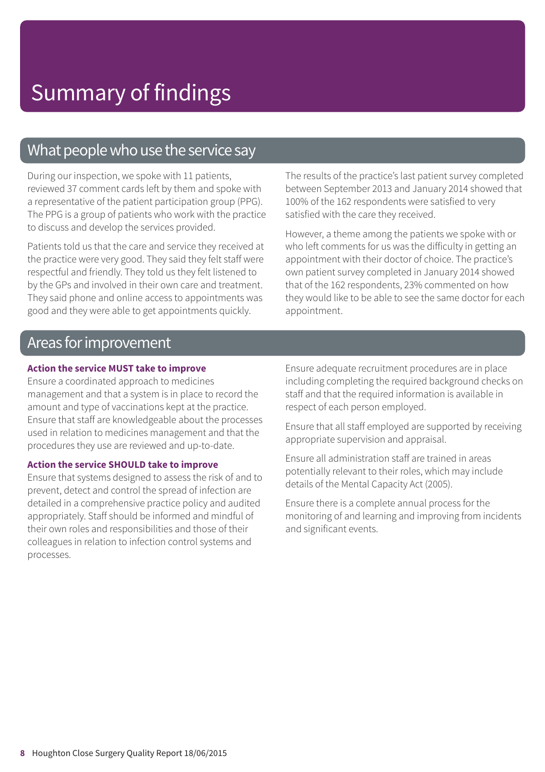# Summary of findings

## What people who use the service say

During our inspection, we spoke with 11 patients, reviewed 37 comment cards left by them and spoke with a representative of the patient participation group (PPG). The PPG is a group of patients who work with the practice to discuss and develop the services provided.

Patients told us that the care and service they received at the practice were very good. They said they felt staff were respectful and friendly. They told us they felt listened to by the GPs and involved in their own care and treatment. They said phone and online access to appointments was good and they were able to get appointments quickly.

The results of the practice's last patient survey completed between September 2013 and January 2014 showed that 100% of the 162 respondents were satisfied to very satisfied with the care they received.

However, a theme among the patients we spoke with or who left comments for us was the difficulty in getting an appointment with their doctor of choice. The practice's own patient survey completed in January 2014 showed that of the 162 respondents, 23% commented on how they would like to be able to see the same doctor for each appointment.

## Areas for improvement

**Action the service MUST take to improve**

Ensure a coordinated approach to medicines management and that a system is in place to record the amount and type of vaccinations kept at the practice. Ensure that staff are knowledgeable about the processes used in relation to medicines management and that the procedures they use are reviewed and up-to-date.

**Action the service SHOULD take to improve**

Ensure that systems designed to assess the risk of and to prevent, detect and control the spread of infection are detailed in a comprehensive practice policy and audited appropriately. Staff should be informed and mindful of their own roles and responsibilities and those of their colleagues in relation to infection control systems and processes.

Ensure adequate recruitment procedures are in place including completing the required background checks on staff and that the required information is available in respect of each person employed.

Ensure that all staff employed are supported by receiving appropriate supervision and appraisal.

Ensure all administration staff are trained in areas potentially relevant to their roles, which may include details of the Mental Capacity Act (2005).

Ensure there is a complete annual process for the monitoring of and learning and improving from incidents and significant events.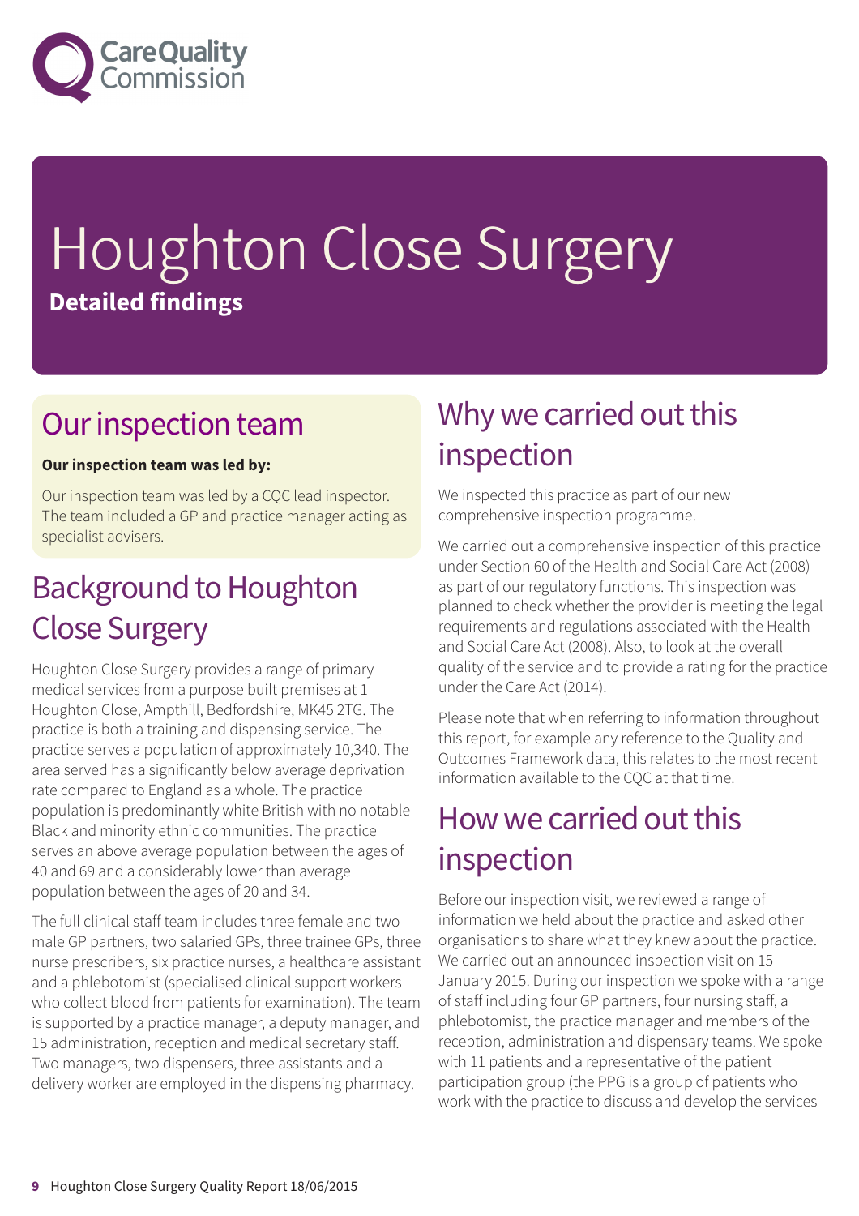# Houghton Close Surgery

**Detailed findings**

## Our inspection team

**Our inspection team was led by:**

Our inspection team was led by a CQC lead inspector. The team included a GP and practice manager acting as specialist advisers.

## Background to Houghton Close Surgery

Houghton Close Surgery provides a range of primary medical services from a purpose built premises at 1 Houghton Close, Ampthill, Bedfordshire, MK45 2TG. The practice is both a training and dispensing service. The practice serves a population of approximately 10,340. The area served has a significantly below average deprivation rate compared to England as a whole. The practice population is predominantly white British with no notable Black and minority ethnic communities. The practice serves an above average population between the ages of 40 and 69 and a considerably lower than average population between the ages of 20 and 34.

The full clinical staff team includes three female and two male GP partners, two salaried GPs, three trainee GPs, three nurse prescribers, six practice nurses, a healthcare assistant and a phlebotomist (specialised clinical support workers who collect blood from patients for examination). The team is supported by a practice manager, a deputy manager, and 15 administration, reception and medical secretary staff. Two managers, two dispensers, three assistants and a delivery worker are employed in the dispensing pharmacy.

## Why we carried out this inspection

We inspected this practice as part of our new comprehensive inspection programme.

We carried out a comprehensive inspection of this practice under Section 60 of the Health and Social Care Act (2008) as part of our regulatory functions. This inspection was planned to check whether the provider is meeting the legal requirements and regulations associated with the Health and Social Care Act (2008). Also, to look at the overall quality of the service and to provide a rating for the practice under the Care Act (2014).

Please note that when referring to information throughout this report, for example any reference to the Quality and Outcomes Framework data, this relates to the most recent information available to the CQC at that time.

## How we carried out this inspection

Before our inspection visit, we reviewed a range of information we held about the practice and asked other organisations to share what they knew about the practice. We carried out an announced inspection visit on 15 January 2015. During our inspection we spoke with a range of staff including four GP partners, four nursing staff, a phlebotomist, the practice manager and members of the reception, administration and dispensary teams. We spoke with 11 patients and a representative of the patient participation group (the PPG is a group of patients who work with the practice to discuss and develop the services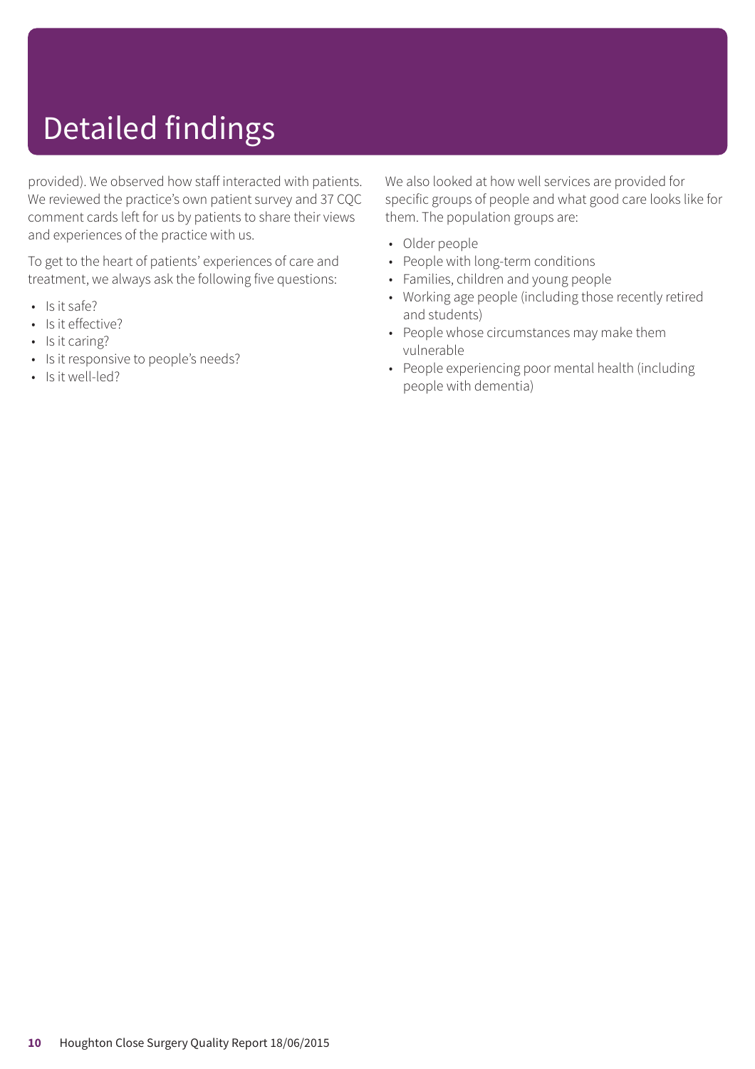# Detailed findings

provided). We observed how staff interacted with patients. We reviewed the practice's own patient survey and 37 CQC comment cards left for us by patients to share their views and experiences of the practice with us.

To get to the heart of patients' experiences of care and treatment, we always ask the following five questions:

- Is it safe?
- Is it effective?
- Is it caring?
- Is it responsive to people's needs?
- Is it well-led?

We also looked at how well services are provided for specific groups of people and what good care looks like for them. The population groups are:

- Older people
- People with long-term conditions
- Families, children and young people
- Working age people (including those recently retired and students)
- People whose circumstances may make them vulnerable
- People experiencing poor mental health (including people with dementia)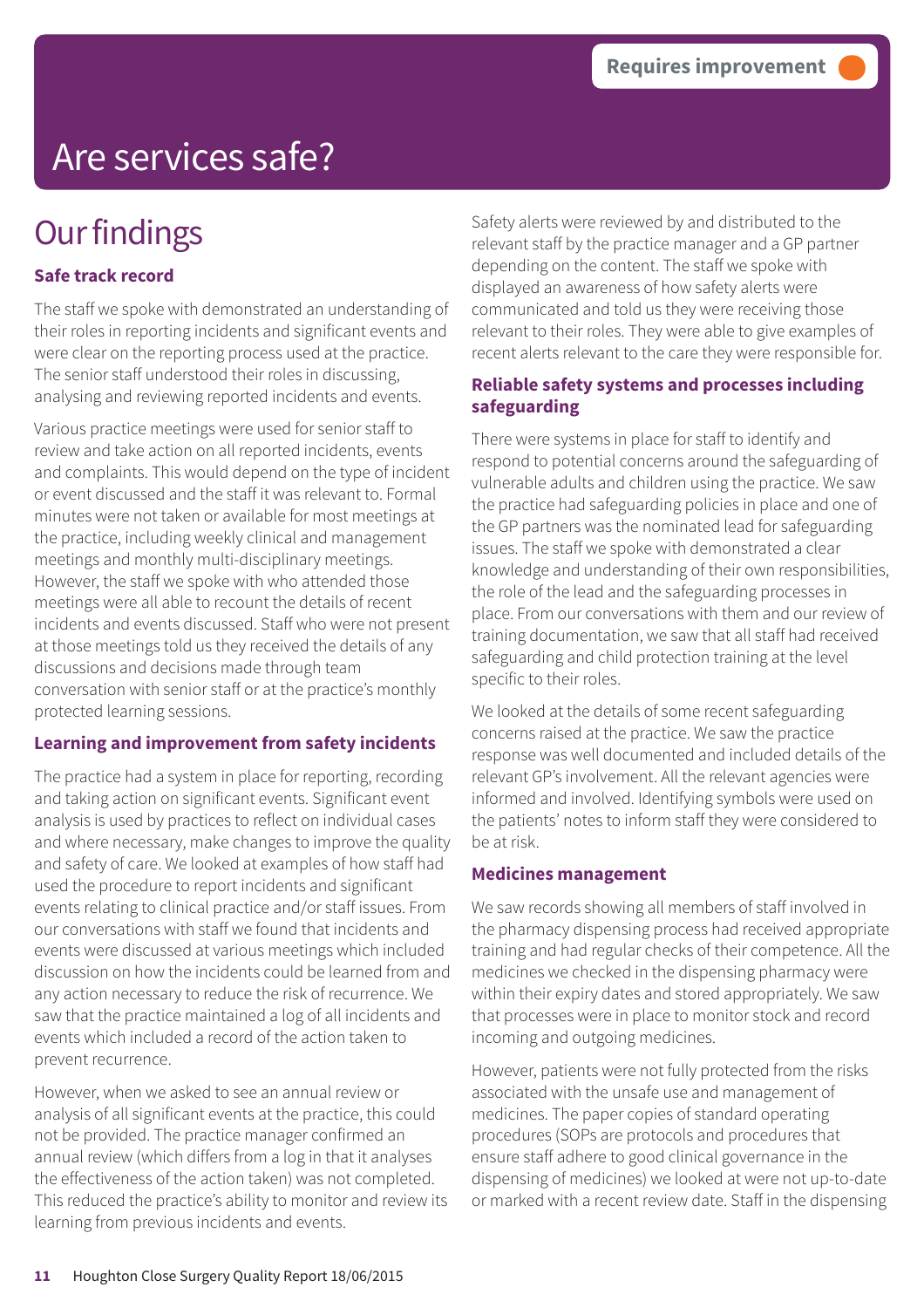Requires improvement

# Are services safe?

## Our findings

### Safe track record

The staff we spoke with demonstrated an understanding of their roles in reporting incidents and significant events and were clear on the reporting process used at the practice. The senior staff understood their roles in discussing, analysing and reviewing reported incidents and events.

Various practice meetings were used for senior staff to review and take action on all reported incidents, events and complaints. This would depend on the type of incident or event discussed and the staff it was relevant to. Formal minutes were not taken or available for most meetings at the practice, including weekly clinical and management meetings and monthly multi-disciplinary meetings. However, the staff we spoke with who attended those meetings were all able to recount the details of recent incidents and events discussed. Staff who were not present at those meetings told us they received the details of any discussions and decisions made through team conversation with senior staff or at the practice's monthly protected learning sessions.

### Learning and improvement from safety incidents

The practice had a system in place for reporting, recording and taking action on significant events. Significant event analysis is used by practices to reflect on individual cases and where necessary, make changes to improve the quality and safety of care. We looked at examples of how staff had used the procedure to report incidents and significant events relating to clinical practice and/or staff issues. From our conversations with staff we found that incidents and events were discussed at various meetings which included discussion on how the incidents could be learned from and any action necessary to reduce the risk of recurrence. We saw that the practice maintained a log of all incidents and events which included a record of the action taken to prevent recurrence.

However, when we asked to see an annual review or analysis of all significant events at the practice, this could not be provided. The practice manager confirmed an annual review (which differs from a log in that it analyses the effectiveness of the action taken) was not completed. This reduced the practice's ability to monitor and review its learning from previous incidents and events.

Safety alerts were reviewed by and distributed to the relevant staff by the practice manager and a GP partner depending on the content. The staff we spoke with displayed an awareness of how safety alerts were communicated and told us they were receiving those relevant to their roles. They were able to give examples of recent alerts relevant to the care they were responsible for.

### Reliable safety systems and processes including safeguarding

There were systems in place for staff to identify and respond to potential concerns around the safeguarding of vulnerable adults and children using the practice. We saw the practice had safeguarding policies in place and one of the GP partners was the nominated lead for safeguarding issues. The staff we spoke with demonstrated a clear knowledge and understanding of their own responsibilities, the role of the lead and the safeguarding processes in place. From our conversations with them and our review of training documentation, we saw that all staff had received safeguarding and child protection training at the level specific to their roles.

We looked at the details of some recent safeguarding concerns raised at the practice. We saw the practice response was well documented and included details of the relevant GP's involvement. All the relevant agencies were informed and involved. Identifying symbols were used on the patients' notes to inform staff they were considered to be at risk.

### Medicines management

We saw records showing all members of staff involved in the pharmacy dispensing process had received appropriate training and had regular checks of their competence. All the medicines we checked in the dispensing pharmacy were within their expiry dates and stored appropriately. We saw that processes were in place to monitor stock and record incoming and outgoing medicines.

However, patients were not fully protected from the risks associated with the unsafe use and management of medicines. The paper copies of standard operating procedures (SOPs are protocols and procedures that ensure staff adhere to good clinical governance in the dispensing of medicines) we looked at were not up-to-date or marked with a recent review date. Staff in the dispensing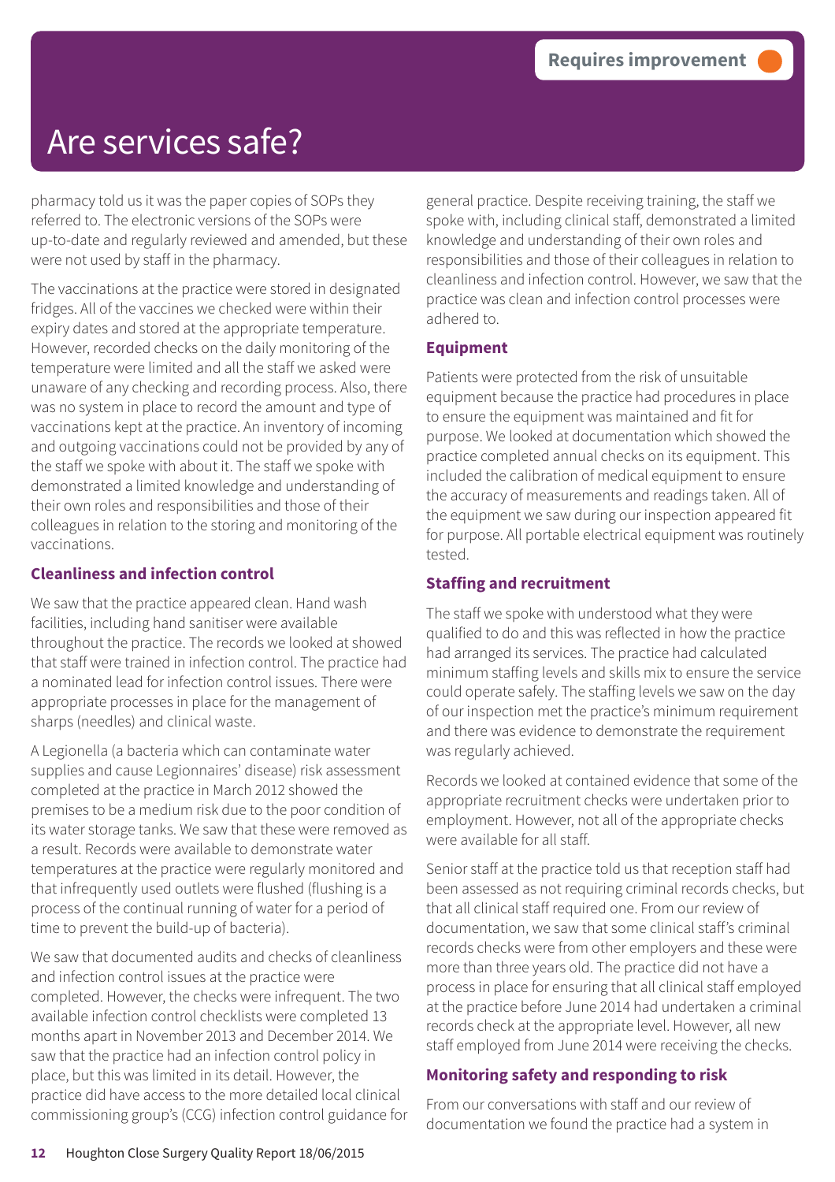Requires improvement

# Are services safe?

pharmacy told us it was the paper copies of SOPs they referred to. The electronic versions of the SOPs were up-to-date and regularly reviewed and amended, but these were not used by staff in the pharmacy.

The vaccinations at the practice were stored in designated fridges. All of the vaccines we checked were within their expiry dates and stored at the appropriate temperature. However, recorded checks on the daily monitoring of the temperature were limited and all the staff we asked were unaware of any checking and recording process. Also, there was no system in place to record the amount and type of vaccinations kept at the practice. An inventory of incoming and outgoing vaccinations could not be provided by any of the staff we spoke with about it. The staff we spoke with demonstrated a limited knowledge and understanding of their own roles and responsibilities and those of their colleagues in relation to the storing and monitoring of the vaccinations.

### Cleanliness and infection control

We saw that the practice appeared clean. Hand wash facilities, including hand sanitiser were available throughout the practice. The records we looked at showed that staff were trained in infection control. The practice had a nominated lead for infection control issues. There were appropriate processes in place for the management of sharps (needles) and clinical waste.

A Legionella (a bacteria which can contaminate water supplies and cause Legionnaires' disease) risk assessment completed at the practice in March 2012 showed the premises to be a medium risk due to the poor condition of its water storage tanks. We saw that these were removed as a result. Records were available to demonstrate water temperatures at the practice were regularly monitored and that infrequently used outlets were flushed (flushing is a process of the continual running of water for a period of time to prevent the build-up of bacteria).

We saw that documented audits and checks of cleanliness and infection control issues at the practice were completed. However, the checks were infrequent. The two available infection control checklists were completed 13 months apart in November 2013 and December 2014. We saw that the practice had an infection control policy in place, but this was limited in its detail. However, the practice did have access to the more detailed local clinical commissioning group's (CCG) infection control guidance for general practice. Despite receiving training, the staff we spoke with, including clinical staff, demonstrated a limited knowledge and understanding of their own roles and responsibilities and those of their colleagues in relation to cleanliness and infection control. However, we saw that the practice was clean and infection control processes were adhered to.

### Equipment

Patients were protected from the risk of unsuitable equipment because the practice had procedures in place to ensure the equipment was maintained and fit for purpose. We looked at documentation which showed the practice completed annual checks on its equipment. This included the calibration of medical equipment to ensure the accuracy of measurements and readings taken. All of the equipment we saw during our inspection appeared fit for purpose. All portable electrical equipment was routinely tested.

### Staffing and recruitment

The staff we spoke with understood what they were qualified to do and this was reflected in how the practice had arranged its services. The practice had calculated minimum staffing levels and skills mix to ensure the service could operate safely. The staffing levels we saw on the day of our inspection met the practice's minimum requirement and there was evidence to demonstrate the requirement was regularly achieved.

Records we looked at contained evidence that some of the appropriate recruitment checks were undertaken prior to employment. However, not all of the appropriate checks were available for all staff.

Senior staff at the practice told us that reception staff had been assessed as not requiring criminal records checks, but that all clinical staff required one. From our review of documentation, we saw that some clinical staff's criminal records checks were from other employers and these were more than three years old. The practice did not have a process in place for ensuring that all clinical staff employed at the practice before June 2014 had undertaken a criminal records check at the appropriate level. However, all new staff employed from June 2014 were receiving the checks.

### Monitoring safety and responding to risk

From our conversations with staff and our review of documentation we found the practice had a system in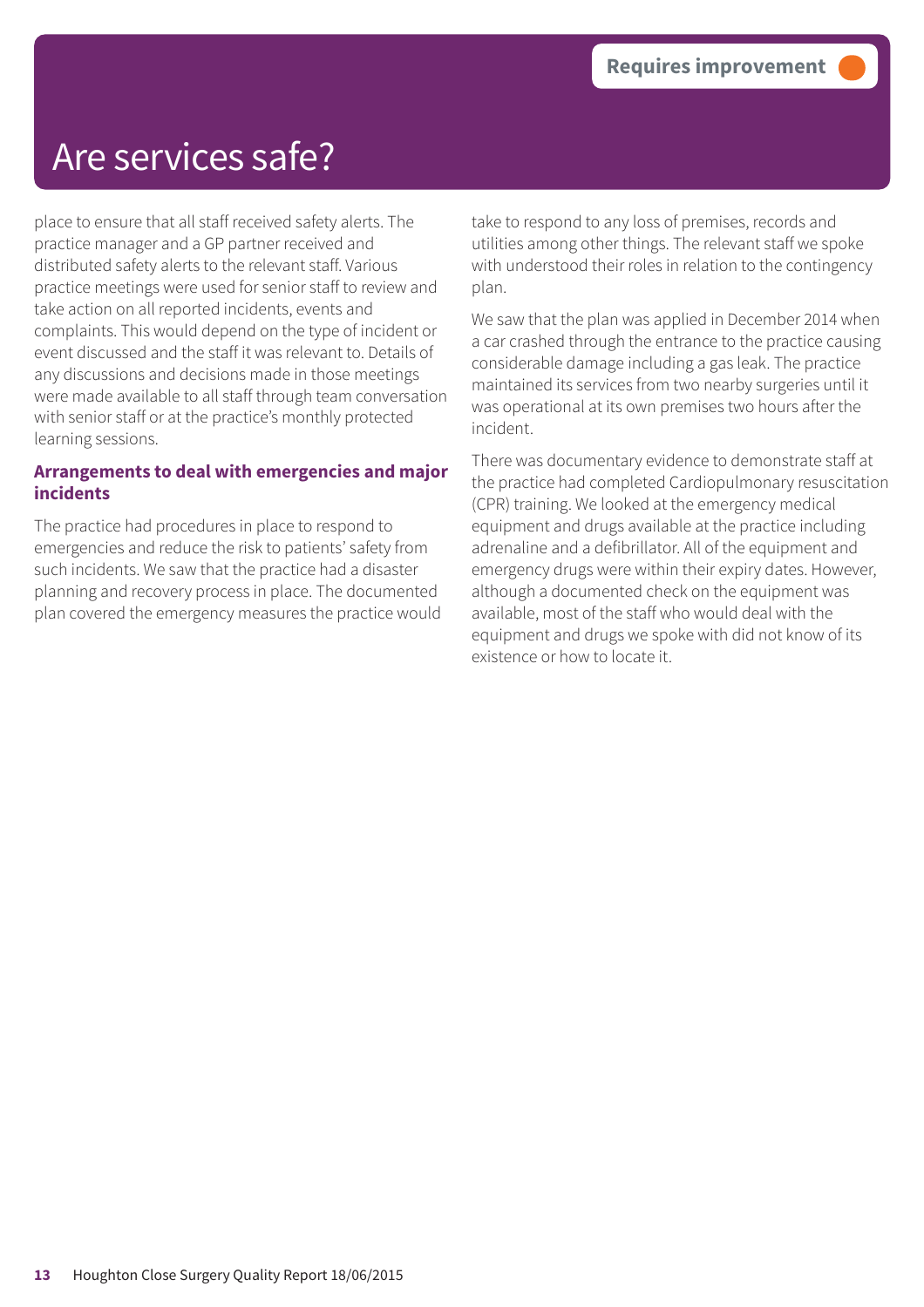# Are services safe?

**Requires improvement**

place to ensure that all staff received safety alerts. The practice manager and a GP partner received and distributed safety alerts to the relevant staff. Various practice meetings were used for senior staff to review and take action on all reported incidents, events and complaints. This would depend on the type of incident or event discussed and the staff it was relevant to. Details of any discussions and decisions made in those meetings were made available to all staff through team conversation with senior staff or at the practice's monthly protected learning sessions.

### Arrangements to deal with emergencies and major incidents

The practice had procedures in place to respond to emergencies and reduce the risk to patients' safety from such incidents. We saw that the practice had a disaster planning and recovery process in place. The documented plan covered the emergency measures the practice would take to respond to any loss of premises, records and utilities among other things. The relevant staff we spoke with understood their roles in relation to the contingency plan.

We saw that the plan was applied in December 2014 when a car crashed through the entrance to the practice causing considerable damage including a gas leak. The practice maintained its services from two nearby surgeries until it was operational at its own premises two hours after the incident.

There was documentary evidence to demonstrate staff at the practice had completed Cardiopulmonary resuscitation (CPR) training. We looked at the emergency medical equipment and drugs available at the practice including adrenaline and a defibrillator. All of the equipment and emergency drugs were within their expiry dates. However, although a documented check on the equipment was available, most of the staff who would deal with the equipment and drugs we spoke with did not know of its existence or how to locate it.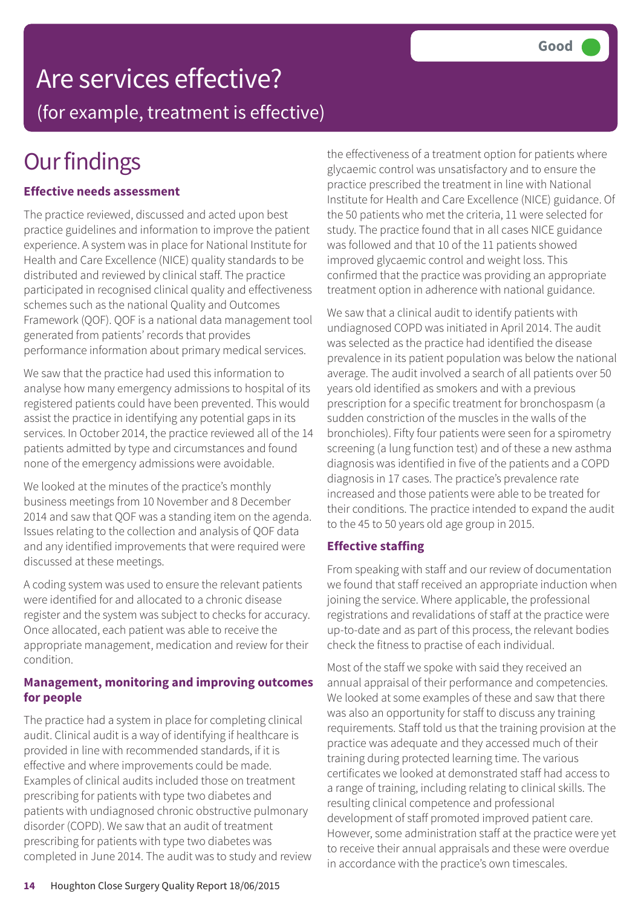Good

# Are services effective?

(for example, treatment is effective)

## Our findings

### Effective needs assessment

The practice reviewed, discussed and acted upon best practice guidelines and information to improve the patient experience. A system was in place for National Institute for Health and Care Excellence (NICE) quality standards to be distributed and reviewed by clinical staff. The practice participated in recognised clinical quality and effectiveness schemes such as the national Quality and Outcomes Framework (QOF). QOF is a national data management tool generated from patients' records that provides performance information about primary medical services.

We saw that the practice had used this information to analyse how many emergency admissions to hospital of its registered patients could have been prevented. This would assist the practice in identifying any potential gaps in its services. In October 2014, the practice reviewed all of the 14 patients admitted by type and circumstances and found none of the emergency admissions were avoidable.

We looked at the minutes of the practice's monthly business meetings from 10 November and 8 December 2014 and saw that QOF was a standing item on the agenda. Issues relating to the collection and analysis of QOF data and any identified improvements that were required were discussed at these meetings.

A coding system was used to ensure the relevant patients were identified for and allocated to a chronic disease register and the system was subject to checks for accuracy. Once allocated, each patient was able to receive the appropriate management, medication and review for their condition.

### Management, monitoring and improving outcomes for people

The practice had a system in place for completing clinical audit. Clinical audit is a way of identifying if healthcare is provided in line with recommended standards, if it is effective and where improvements could be made. Examples of clinical audits included those on treatment prescribing for patients with type two diabetes and patients with undiagnosed chronic obstructive pulmonary disorder (COPD). We saw that an audit of treatment prescribing for patients with type two diabetes was completed in June 2014. The audit was to study and review the effectiveness of a treatment option for patients where glycaemic control was unsatisfactory and to ensure the practice prescribed the treatment in line with National Institute for Health and Care Excellence (NICE) guidance. Of the 50 patients who met the criteria, 11 were selected for study. The practice found that in all cases NICE guidance was followed and that 10 of the 11 patients showed improved glycaemic control and weight loss. This confirmed that the practice was providing an appropriate treatment option in adherence with national guidance.

We saw that a clinical audit to identify patients with undiagnosed COPD was initiated in April 2014. The audit was selected as the practice had identified the disease prevalence in its patient population was below the national average. The audit involved a search of all patients over 50 years old identified as smokers and with a previous prescription for a specific treatment for bronchospasm (a sudden constriction of the muscles in the walls of the bronchioles). Fifty four patients were seen for a spirometry screening (a lung function test) and of these a new asthma diagnosis was identified in five of the patients and a COPD diagnosis in 17 cases. The practice's prevalence rate increased and those patients were able to be treated for their conditions. The practice intended to expand the audit to the 45 to 50 years old age group in 2015.

### Effective staffing

From speaking with staff and our review of documentation we found that staff received an appropriate induction when joining the service. Where applicable, the professional registrations and revalidations of staff at the practice were up-to-date and as part of this process, the relevant bodies check the fitness to practise of each individual.

Most of the staff we spoke with said they received an annual appraisal of their performance and competencies. We looked at some examples of these and saw that there was also an opportunity for staff to discuss any training requirements. Staff told us that the training provision at the practice was adequate and they accessed much of their training during protected learning time. The various certificates we looked at demonstrated staff had access to a range of training, including relating to clinical skills. The resulting clinical competence and professional development of staff promoted improved patient care. However, some administration staff at the practice were yet to receive their annual appraisals and these were overdue in accordance with the practice's own timescales.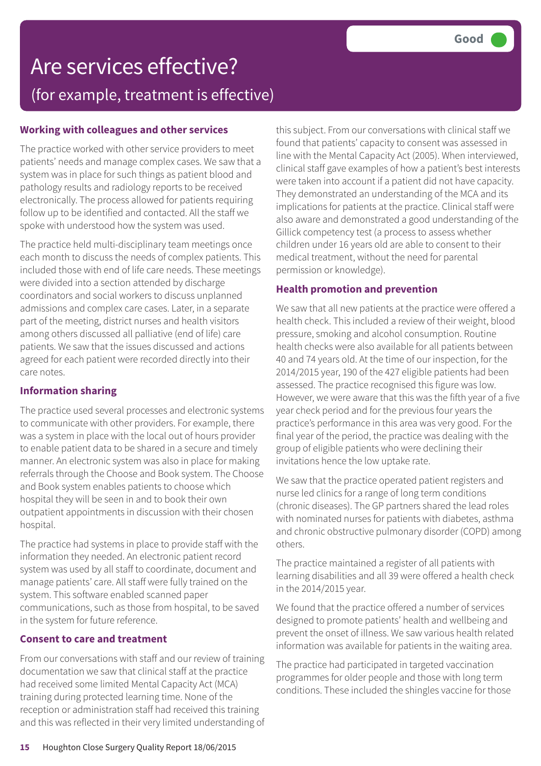# Are services effective?

## (for example, treatment is effective)

**Good**

### Working with colleagues and other services

The practice worked with other service providers to meet patients' needs and manage complex cases. We saw that a system was in place for such things as patient blood and pathology results and radiology reports to be received electronically. The process allowed for patients requiring follow up to be identified and contacted. All the staff we spoke with understood how the system was used.

The practice held multi-disciplinary team meetings once each month to discuss the needs of complex patients. This included those with end of life care needs. These meetings were divided into a section attended by discharge coordinators and social workers to discuss unplanned admissions and complex care cases. Later, in a separate part of the meeting, district nurses and health visitors among others discussed all palliative (end of life) care patients. We saw that the issues discussed and actions agreed for each patient were recorded directly into their care notes.

### Information sharing

The practice used several processes and electronic systems to communicate with other providers. For example, there was a system in place with the local out of hours provider to enable patient data to be shared in a secure and timely manner. An electronic system was also in place for making referrals through the Choose and Book system. The Choose and Book system enables patients to choose which hospital they will be seen in and to book their own outpatient appointments in discussion with their chosen hospital.

The practice had systems in place to provide staff with the information they needed. An electronic patient record system was used by all staff to coordinate, document and manage patients' care. All staff were fully trained on the system. This software enabled scanned paper communications, such as those from hospital, to be saved in the system for future reference.

### Consent to care and treatment

From our conversations with staff and our review of training documentation we saw that clinical staff at the practice had received some limited Mental Capacity Act (MCA) training during protected learning time. None of the reception or administration staff had received this training and this was reflected in their very limited understanding of this subject. From our conversations with clinical staff we found that patients' capacity to consent was assessed in line with the Mental Capacity Act (2005). When interviewed, clinical staff gave examples of how a patient's best interests were taken into account if a patient did not have capacity. They demonstrated an understanding of the MCA and its implications for patients at the practice. Clinical staff were also aware and demonstrated a good understanding of the Gillick competency test (a process to assess whether children under 16 years old are able to consent to their medical treatment, without the need for parental permission or knowledge).

### Health promotion and prevention

We saw that all new patients at the practice were offered a health check. This included a review of their weight, blood pressure, smoking and alcohol consumption. Routine health checks were also available for all patients between 40 and 74 years old. At the time of our inspection, for the 2014/2015 year, 190 of the 427 eligible patients had been assessed. The practice recognised this figure was low. However, we were aware that this was the fifth year of a five year check period and for the previous four years the practice's performance in this area was very good. For the final year of the period, the practice was dealing with the group of eligible patients who were declining their invitations hence the low uptake rate.

We saw that the practice operated patient registers and nurse led clinics for a range of long term conditions (chronic diseases). The GP partners shared the lead roles with nominated nurses for patients with diabetes, asthma and chronic obstructive pulmonary disorder (COPD) among others.

The practice maintained a register of all patients with learning disabilities and all 39 were offered a health check in the 2014/2015 year.

We found that the practice offered a number of services designed to promote patients' health and wellbeing and prevent the onset of illness. We saw various health related information was available for patients in the waiting area.

The practice had participated in targeted vaccination programmes for older people and those with long term conditions. These included the shingles vaccine for those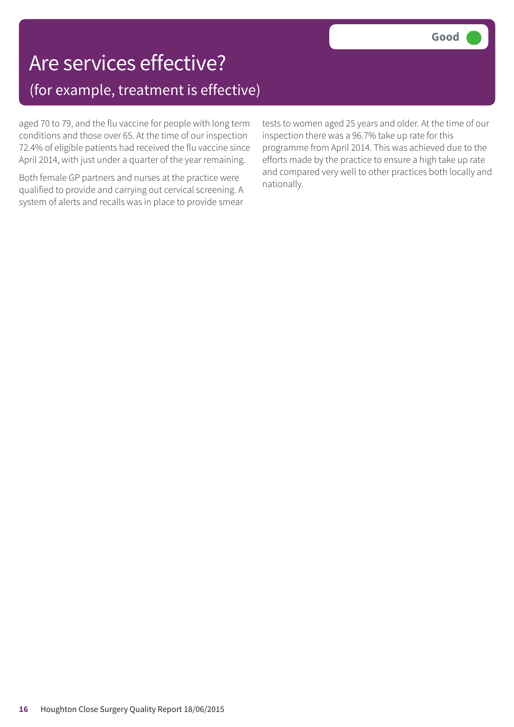# Are services effective?

## (for example, treatment is effective)

**Good**

aged 70 to 79, and the flu vaccine for people with long term conditions and those over 65. At the time of our inspection 72.4% of eligible patients had received the flu vaccine since April 2014, with just under a quarter of the year remaining.

Both female GP partners and nurses at the practice were qualified to provide and carrying out cervical screening. A system of alerts and recalls was in place to provide smear tests to women aged 25 years and older. At the time of our inspection there was a 96.7% take up rate for this programme from April 2014. This was achieved due to the efforts made by the practice to ensure a high take up rate and compared very well to other practices both locally and nationally.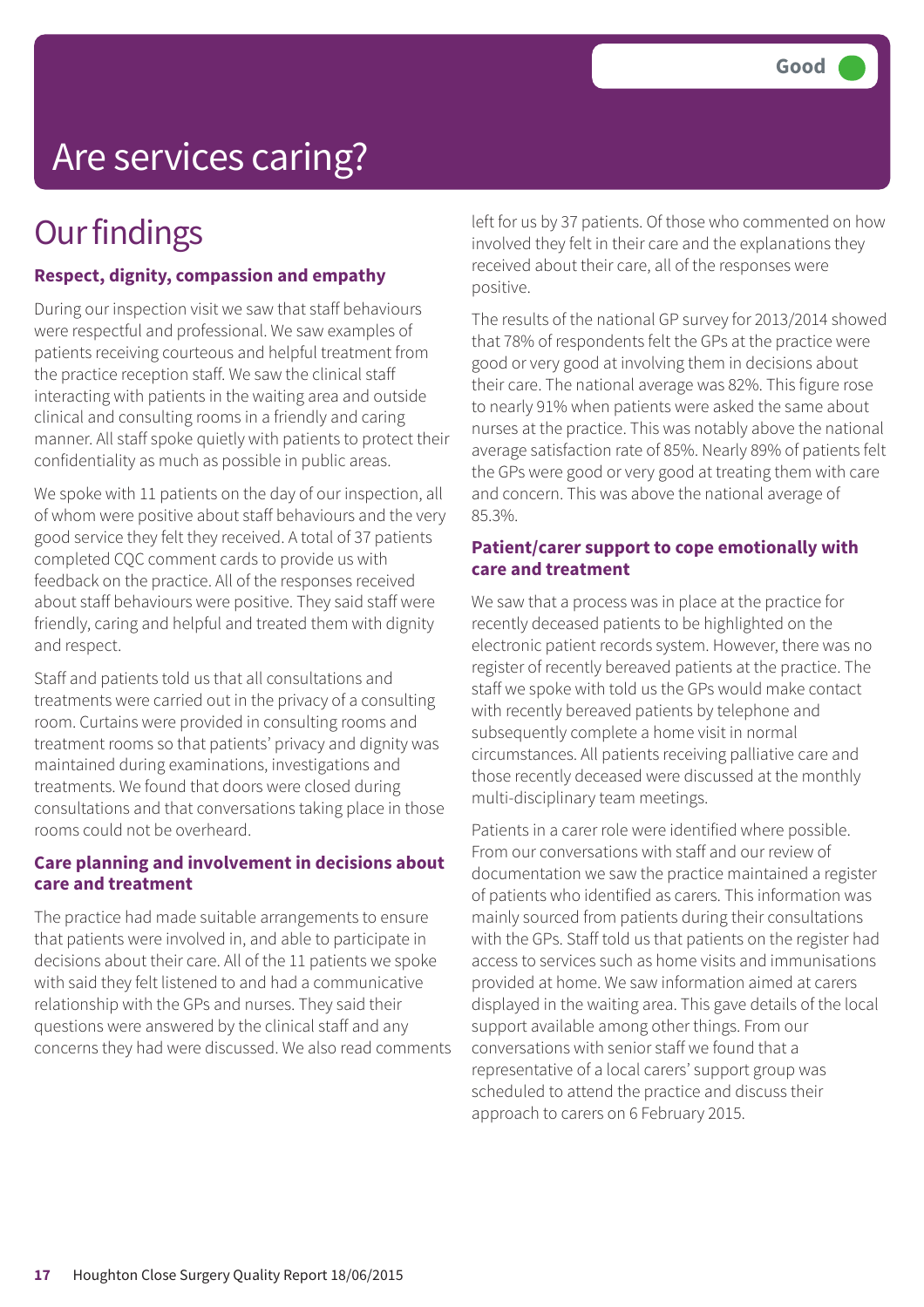# Are services caring?

Good

## Our findings

### Respect, dignity, compassion and empathy

During our inspection visit we saw that staff behaviours were respectful and professional. We saw examples of patients receiving courteous and helpful treatment from the practice reception staff. We saw the clinical staff interacting with patients in the waiting area and outside clinical and consulting rooms in a friendly and caring manner. All staff spoke quietly with patients to protect their confidentiality as much as possible in public areas.

We spoke with 11 patients on the day of our inspection, all of whom were positive about staff behaviours and the very good service they felt they received. A total of 37 patients completed CQC comment cards to provide us with feedback on the practice. All of the responses received about staff behaviours were positive. They said staff were friendly, caring and helpful and treated them with dignity and respect.

Staff and patients told us that all consultations and treatments were carried out in the privacy of a consulting room. Curtains were provided in consulting rooms and treatment rooms so that patients' privacy and dignity was maintained during examinations, investigations and treatments. We found that doors were closed during consultations and that conversations taking place in those rooms could not be overheard.

### Care planning and involvement in decisions about care and treatment

The practice had made suitable arrangements to ensure that patients were involved in, and able to participate in decisions about their care. All of the 11 patients we spoke with said they felt listened to and had a communicative relationship with the GPs and nurses. They said their questions were answered by the clinical staff and any concerns they had were discussed. We also read comments left for us by 37 patients. Of those who commented on how involved they felt in their care and the explanations they received about their care, all of the responses were positive.

The results of the national GP survey for 2013/2014 showed that 78% of respondents felt the GPs at the practice were good or very good at involving them in decisions about their care. The national average was 82%. This figure rose to nearly 91% when patients were asked the same about nurses at the practice. This was notably above the national average satisfaction rate of 85%. Nearly 89% of patients felt the GPs were good or very good at treating them with care and concern. This was above the national average of 85.3%.

### Patient/carer support to cope emotionally with care and treatment

We saw that a process was in place at the practice for recently deceased patients to be highlighted on the electronic patient records system. However, there was no register of recently bereaved patients at the practice. The staff we spoke with told us the GPs would make contact with recently bereaved patients by telephone and subsequently complete a home visit in normal circumstances. All patients receiving palliative care and those recently deceased were discussed at the monthly multi-disciplinary team meetings.

Patients in a carer role were identified where possible. From our conversations with staff and our review of documentation we saw the practice maintained a register of patients who identified as carers. This information was mainly sourced from patients during their consultations with the GPs. Staff told us that patients on the register had access to services such as home visits and immunisations provided at home. We saw information aimed at carers displayed in the waiting area. This gave details of the local support available among other things. From our conversations with senior staff we found that a representative of a local carers' support group was scheduled to attend the practice and discuss their approach to carers on 6 February 2015.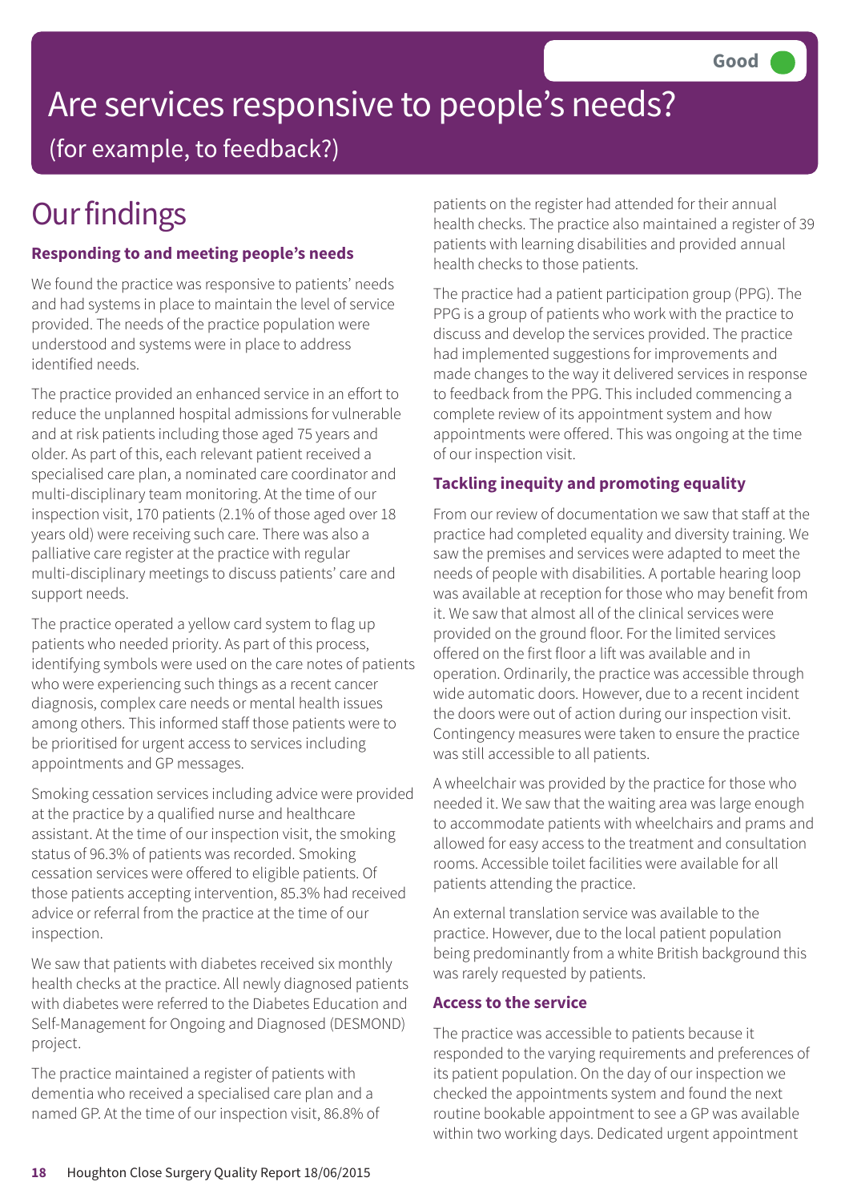Good

# Are services responsive to people's needs?

(for example, to feedback?)

## Our findings

### Responding to and meeting people's needs

We found the practice was responsive to patients' needs and had systems in place to maintain the level of service provided. The needs of the practice population were understood and systems were in place to address identified needs.

The practice provided an enhanced service in an effort to reduce the unplanned hospital admissions for vulnerable and at risk patients including those aged 75 years and older. As part of this, each relevant patient received a specialised care plan, a nominated care coordinator and multi-disciplinary team monitoring. At the time of our inspection visit, 170 patients (2.1% of those aged over 18 years old) were receiving such care. There was also a palliative care register at the practice with regular multi-disciplinary meetings to discuss patients' care and support needs.

The practice operated a yellow card system to flag up patients who needed priority. As part of this process, identifying symbols were used on the care notes of patients who were experiencing such things as a recent cancer diagnosis, complex care needs or mental health issues among others. This informed staff those patients were to be prioritised for urgent access to services including appointments and GP messages.

Smoking cessation services including advice were provided at the practice by a qualified nurse and healthcare assistant. At the time of our inspection visit, the smoking status of 96.3% of patients was recorded. Smoking cessation services were offered to eligible patients. Of those patients accepting intervention, 85.3% had received advice or referral from the practice at the time of our inspection.

We saw that patients with diabetes received six monthly health checks at the practice. All newly diagnosed patients with diabetes were referred to the Diabetes Education and Self-Management for Ongoing and Diagnosed (DESMOND) project.

The practice maintained a register of patients with dementia who received a specialised care plan and a named GP. At the time of our inspection visit, 86.8% of patients on the register had attended for their annual health checks. The practice also maintained a register of 39 patients with learning disabilities and provided annual health checks to those patients.

The practice had a patient participation group (PPG). The PPG is a group of patients who work with the practice to discuss and develop the services provided. The practice had implemented suggestions for improvements and made changes to the way it delivered services in response to feedback from the PPG. This included commencing a complete review of its appointment system and how appointments were offered. This was ongoing at the time of our inspection visit.

### Tackling inequity and promoting equality

From our review of documentation we saw that staff at the practice had completed equality and diversity training. We saw the premises and services were adapted to meet the needs of people with disabilities. A portable hearing loop was available at reception for those who may benefit from it. We saw that almost all of the clinical services were provided on the ground floor. For the limited services offered on the first floor a lift was available and in operation. Ordinarily, the practice was accessible through wide automatic doors. However, due to a recent incident the doors were out of action during our inspection visit. Contingency measures were taken to ensure the practice was still accessible to all patients.

A wheelchair was provided by the practice for those who needed it. We saw that the waiting area was large enough to accommodate patients with wheelchairs and prams and allowed for easy access to the treatment and consultation rooms. Accessible toilet facilities were available for all patients attending the practice.

An external translation service was available to the practice. However, due to the local patient population being predominantly from a white British background this was rarely requested by patients.

### Access to the service

The practice was accessible to patients because it responded to the varying requirements and preferences of its patient population. On the day of our inspection we checked the appointments system and found the next routine bookable appointment to see a GP was available within two working days. Dedicated urgent appointment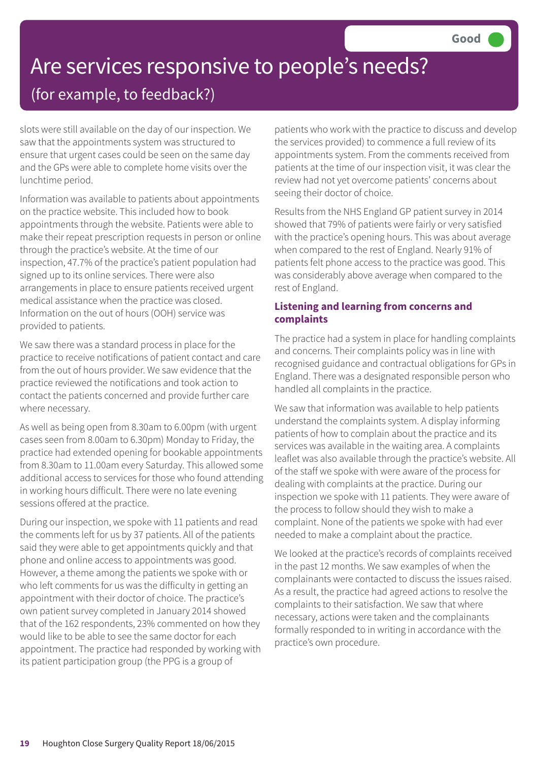# Are services responsive to people's needs?

## (for example, to feedback?)

**Good**

slots were still available on the day of our inspection. We saw that the appointments system was structured to ensure that urgent cases could be seen on the same day and the GPs were able to complete home visits over the lunchtime period.

Information was available to patients about appointments on the practice website. This included how to book appointments through the website. Patients were able to make their repeat prescription requests in person or online through the practice's website. At the time of our inspection, 47.7% of the practice's patient population had signed up to its online services. There were also arrangements in place to ensure patients received urgent medical assistance when the practice was closed. Information on the out of hours (OOH) service was provided to patients.

We saw there was a standard process in place for the practice to receive notifications of patient contact and care from the out of hours provider. We saw evidence that the practice reviewed the notifications and took action to contact the patients concerned and provide further care where necessary.

As well as being open from 8.30am to 6.00pm (with urgent cases seen from 8.00am to 6.30pm) Monday to Friday, the practice had extended opening for bookable appointments from 8.30am to 11.00am every Saturday. This allowed some additional access to services for those who found attending in working hours difficult. There were no late evening sessions offered at the practice.

During our inspection, we spoke with 11 patients and read the comments left for us by 37 patients. All of the patients said they were able to get appointments quickly and that phone and online access to appointments was good. However, a theme among the patients we spoke with or who left comments for us was the difficulty in getting an appointment with their doctor of choice. The practice's own patient survey completed in January 2014 showed that of the 162 respondents, 23% commented on how they would like to be able to see the same doctor for each appointment. The practice had responded by working with its patient participation group (the PPG is a group of patients who work with the practice to discuss and develop the services provided) to commence a full review of its appointments system. From the comments received from patients at the time of our inspection visit, it was clear the review had not yet overcome patients' concerns about seeing their doctor of choice.

Results from the NHS England GP patient survey in 2014 showed that 79% of patients were fairly or very satisfied with the practice's opening hours. This was about average when compared to the rest of England. Nearly 91% of patients felt phone access to the practice was good. This was considerably above average when compared to the rest of England.

### Listening and learning from concerns and complaints

The practice had a system in place for handling complaints and concerns. Their complaints policy was in line with recognised guidance and contractual obligations for GPs in England. There was a designated responsible person who handled all complaints in the practice.

We saw that information was available to help patients understand the complaints system. A display informing patients of how to complain about the practice and its services was available in the waiting area. A complaints leaflet was also available through the practice's website. All of the staff we spoke with were aware of the process for dealing with complaints at the practice. During our inspection we spoke with 11 patients. They were aware of the process to follow should they wish to make a complaint. None of the patients we spoke with had ever needed to make a complaint about the practice.

We looked at the practice's records of complaints received in the past 12 months. We saw examples of when the complainants were contacted to discuss the issues raised. As a result, the practice had agreed actions to resolve the complaints to their satisfaction. We saw that where necessary, actions were taken and the complainants formally responded to in writing in accordance with the practice's own procedure.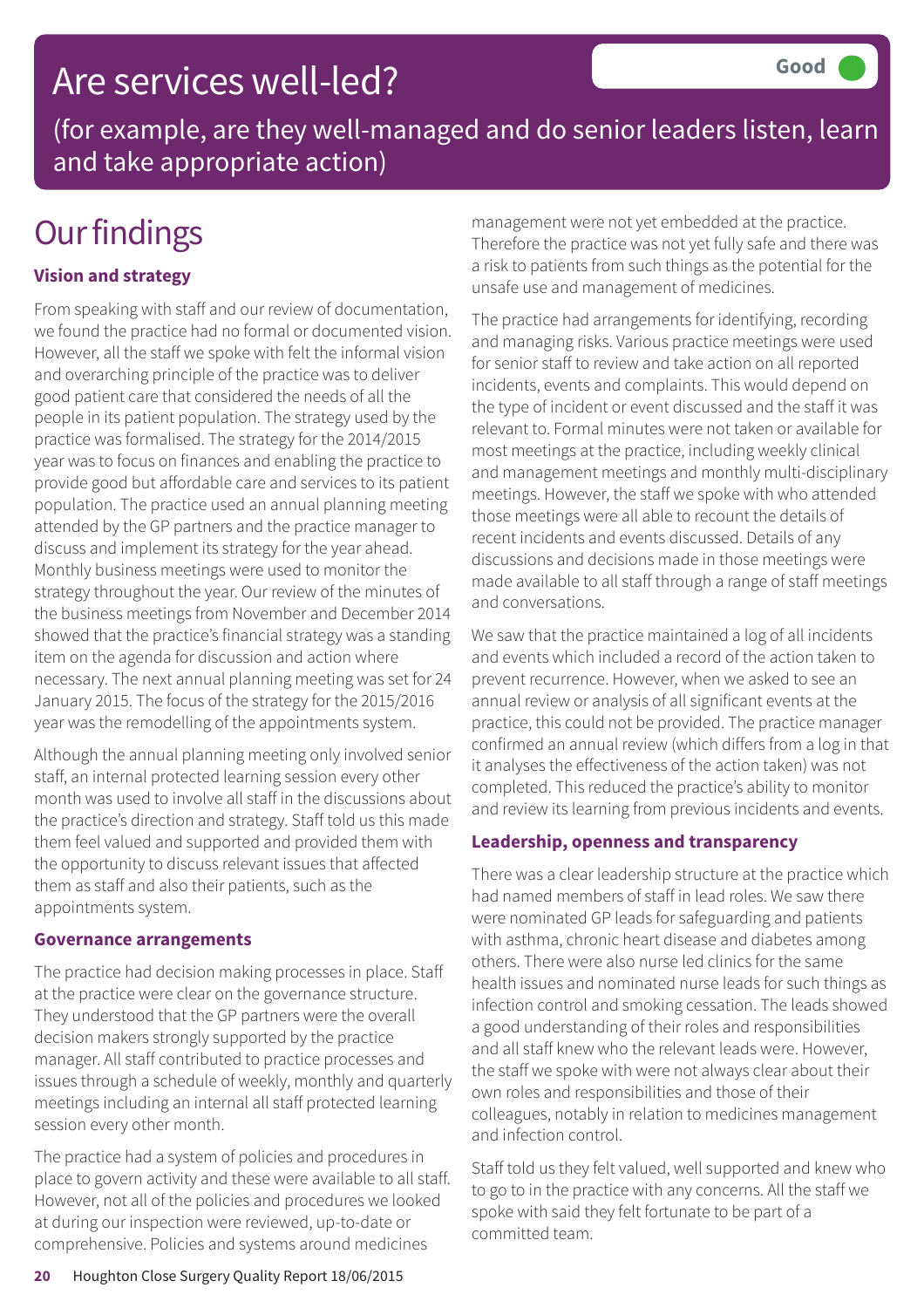# Are services well-led?

Good

(for example, are they well-managed and do senior leaders listen, learn and take appropriate action)

## Our findings

### Vision and strategy

From speaking with staff and our review of documentation, we found the practice had no formal or documented vision. However, all the staff we spoke with felt the informal vision and overarching principle of the practice was to deliver good patient care that considered the needs of all the people in its patient population. The strategy used by the practice was formalised. The strategy for the 2014/2015 year was to focus on finances and enabling the practice to provide good but affordable care and services to its patient population. The practice used an annual planning meeting attended by the GP partners and the practice manager to discuss and implement its strategy for the year ahead. Monthly business meetings were used to monitor the strategy throughout the year. Our review of the minutes of the business meetings from November and December 2014 showed that the practice's financial strategy was a standing item on the agenda for discussion and action where necessary. The next annual planning meeting was set for 24 January 2015. The focus of the strategy for the 2015/2016 year was the remodelling of the appointments system.

Although the annual planning meeting only involved senior staff, an internal protected learning session every other month was used to involve all staff in the discussions about the practice's direction and strategy. Staff told us this made them feel valued and supported and provided them with the opportunity to discuss relevant issues that affected them as staff and also their patients, such as the appointments system.

### Governance arrangements

The practice had decision making processes in place. Staff at the practice were clear on the governance structure. They understood that the GP partners were the overall decision makers strongly supported by the practice manager. All staff contributed to practice processes and issues through a schedule of weekly, monthly and quarterly meetings including an internal all staff protected learning session every other month.

The practice had a system of policies and procedures in place to govern activity and these were available to all staff. However, not all of the policies and procedures we looked at during our inspection were reviewed, up-to-date or comprehensive. Policies and systems around medicines management were not yet embedded at the practice. Therefore the practice was not yet fully safe and there was a risk to patients from such things as the potential for the unsafe use and management of medicines.

The practice had arrangements for identifying, recording and managing risks. Various practice meetings were used for senior staff to review and take action on all reported incidents, events and complaints. This would depend on the type of incident or event discussed and the staff it was relevant to. Formal minutes were not taken or available for most meetings at the practice, including weekly clinical and management meetings and monthly multi-disciplinary meetings. However, the staff we spoke with who attended those meetings were all able to recount the details of recent incidents and events discussed. Details of any discussions and decisions made in those meetings were made available to all staff through a range of staff meetings and conversations.

We saw that the practice maintained a log of all incidents and events which included a record of the action taken to prevent recurrence. However, when we asked to see an annual review or analysis of all significant events at the practice, this could not be provided. The practice manager confirmed an annual review (which differs from a log in that it analyses the effectiveness of the action taken) was not completed. This reduced the practice's ability to monitor and review its learning from previous incidents and events.

### Leadership, openness and transparency

There was a clear leadership structure at the practice which had named members of staff in lead roles. We saw there were nominated GP leads for safeguarding and patients with asthma, chronic heart disease and diabetes among others. There were also nurse led clinics for the same health issues and nominated nurse leads for such things as infection control and smoking cessation. The leads showed a good understanding of their roles and responsibilities and all staff knew who the relevant leads were. However, the staff we spoke with were not always clear about their own roles and responsibilities and those of their colleagues, notably in relation to medicines management and infection control.

Staff told us they felt valued, well supported and knew who to go to in the practice with any concerns. All the staff we spoke with said they felt fortunate to be part of a committed team.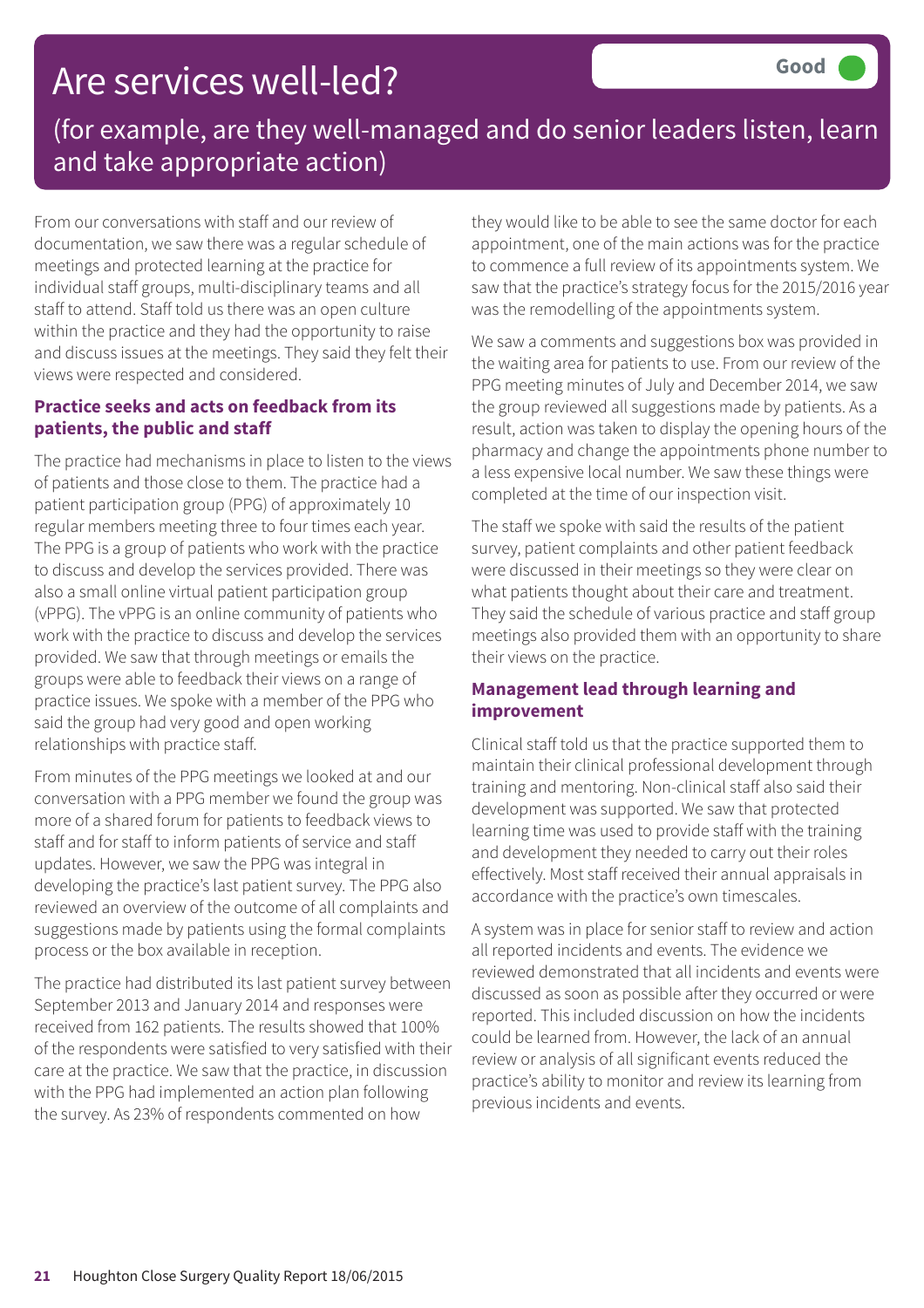# Are services well-led?

Good

(for example, are they well-managed and do senior leaders listen, learn and take appropriate action)

From our conversations with staff and our review of documentation, we saw there was a regular schedule of meetings and protected learning at the practice for individual staff groups, multi-disciplinary teams and all staff to attend. Staff told us there was an open culture within the practice and they had the opportunity to raise and discuss issues at the meetings. They said they felt their views were respected and considered.

### Practice seeks and acts on feedback from its patients, the public and staff

The practice had mechanisms in place to listen to the views of patients and those close to them. The practice had a patient participation group (PPG) of approximately 10 regular members meeting three to four times each year. The PPG is a group of patients who work with the practice to discuss and develop the services provided. There was also a small online virtual patient participation group (vPPG). The vPPG is an online community of patients who work with the practice to discuss and develop the services provided. We saw that through meetings or emails the groups were able to feedback their views on a range of practice issues. We spoke with a member of the PPG who said the group had very good and open working relationships with practice staff.

From minutes of the PPG meetings we looked at and our conversation with a PPG member we found the group was more of a shared forum for patients to feedback views to staff and for staff to inform patients of service and staff updates. However, we saw the PPG was integral in developing the practice's last patient survey. The PPG also reviewed an overview of the outcome of all complaints and suggestions made by patients using the formal complaints process or the box available in reception.

The practice had distributed its last patient survey between September 2013 and January 2014 and responses were received from 162 patients. The results showed that 100% of the respondents were satisfied to very satisfied with their care at the practice. We saw that the practice, in discussion with the PPG had implemented an action plan following the survey. As 23% of respondents commented on how they would like to be able to see the same doctor for each appointment, one of the main actions was for the practice to commence a full review of its appointments system. We saw that the practice's strategy focus for the 2015/2016 year was the remodelling of the appointments system.

We saw a comments and suggestions box was provided in the waiting area for patients to use. From our review of the PPG meeting minutes of July and December 2014, we saw the group reviewed all suggestions made by patients. As a result, action was taken to display the opening hours of the pharmacy and change the appointments phone number to a less expensive local number. We saw these things were completed at the time of our inspection visit.

The staff we spoke with said the results of the patient survey, patient complaints and other patient feedback were discussed in their meetings so they were clear on what patients thought about their care and treatment. They said the schedule of various practice and staff group meetings also provided them with an opportunity to share their views on the practice.

### Management lead through learning and improvement

Clinical staff told us that the practice supported them to maintain their clinical professional development through training and mentoring. Non-clinical staff also said their development was supported. We saw that protected learning time was used to provide staff with the training and development they needed to carry out their roles effectively. Most staff received their annual appraisals in accordance with the practice's own timescales.

A system was in place for senior staff to review and action all reported incidents and events. The evidence we reviewed demonstrated that all incidents and events were discussed as soon as possible after they occurred or were reported. This included discussion on how the incidents could be learned from. However, the lack of an annual review or analysis of all significant events reduced the practice's ability to monitor and review its learning from previous incidents and events.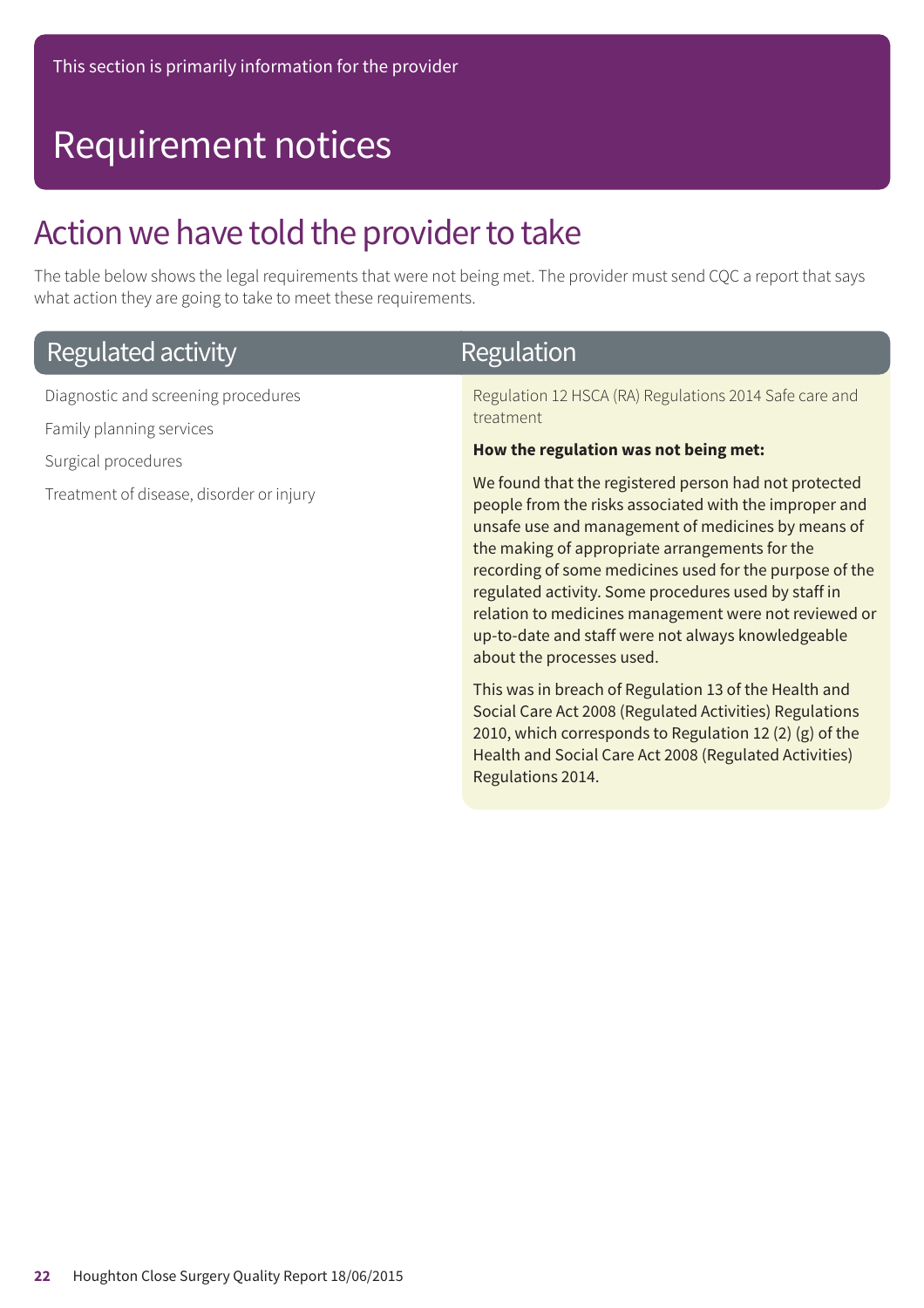This section is primarily information for the provider

# Requirement notices

## Action we have told the provider to take

The table below shows the legal requirements that were not being met. The provider must send CQC a report that says what action they are going to take to meet these requirements.

| Regulated activity | Regulation |
| --- | --- |
| Diagnostic and screening procedures<br>Family planning services<br>Surgical procedures<br>Treatment of disease, disorder or injury | Regulation 12 HSCA (RA) Regulations 2014 Safe care and treatment<br><br>**How the regulation was not being met:**<br><br>We found that the registered person had not protected people from the risks associated with the improper and unsafe use and management of medicines by means of the making of appropriate arrangements for the recording of some medicines used for the purpose of the regulated activity. Some procedures used by staff in relation to medicines management were not reviewed or up-to-date and staff were not always knowledgeable about the processes used.<br><br>This was in breach of Regulation 13 of the Health and Social Care Act 2008 (Regulated Activities) Regulations 2010, which corresponds to Regulation 12 (2) (g) of the Health and Social Care Act 2008 (Regulated Activities) Regulations 2014. |